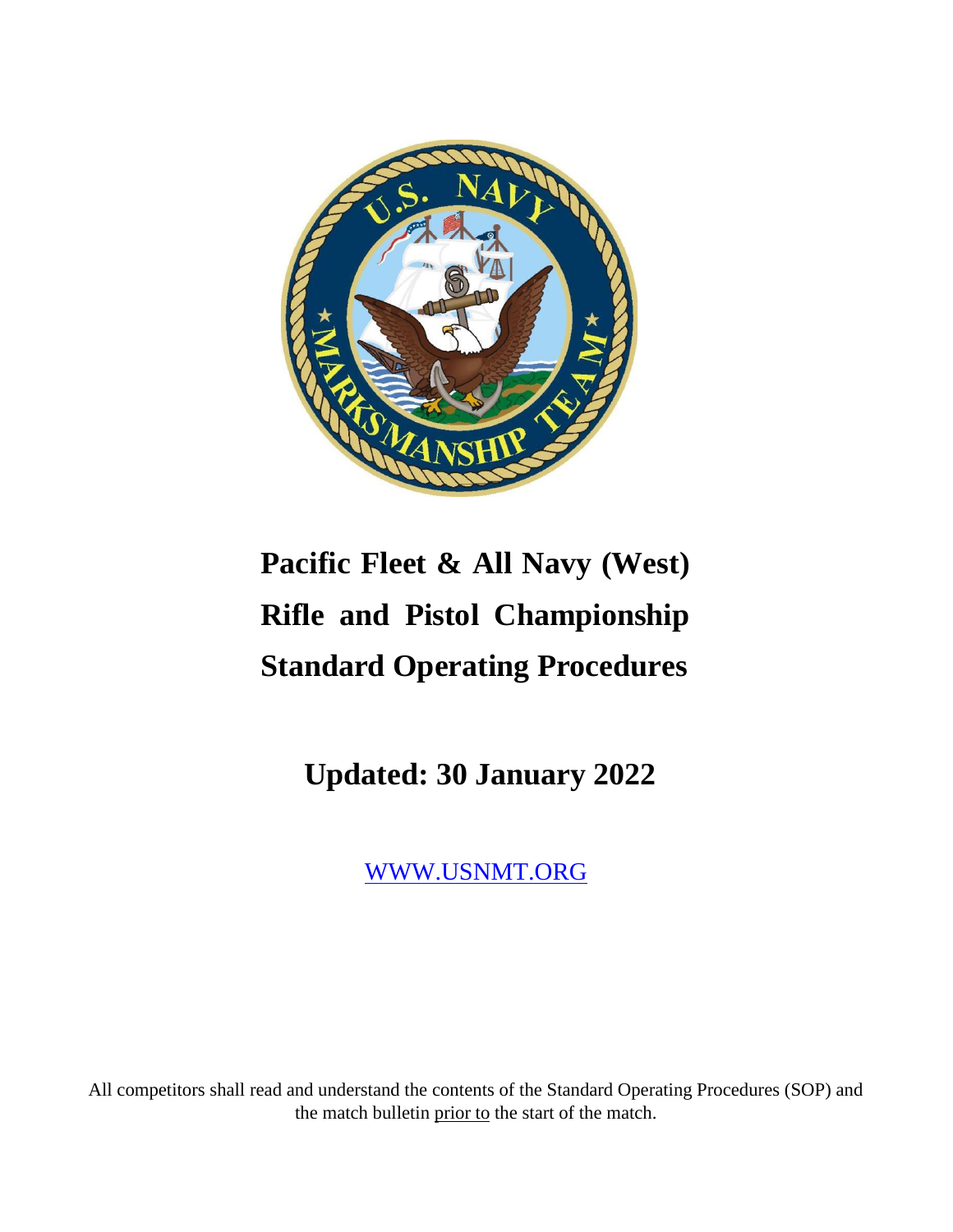# Pacific Fleet & All Navy (West) Rifle and Pistol Championship Standard Operating Procedures

## Updated: 30 January 2022

[WWW.USNMT.ORG](http://www.usnmt.org)

All competitors shall read and understand the contents of the Standard Operating Procedures (SOP) and the match bulletin prior to the start of the match.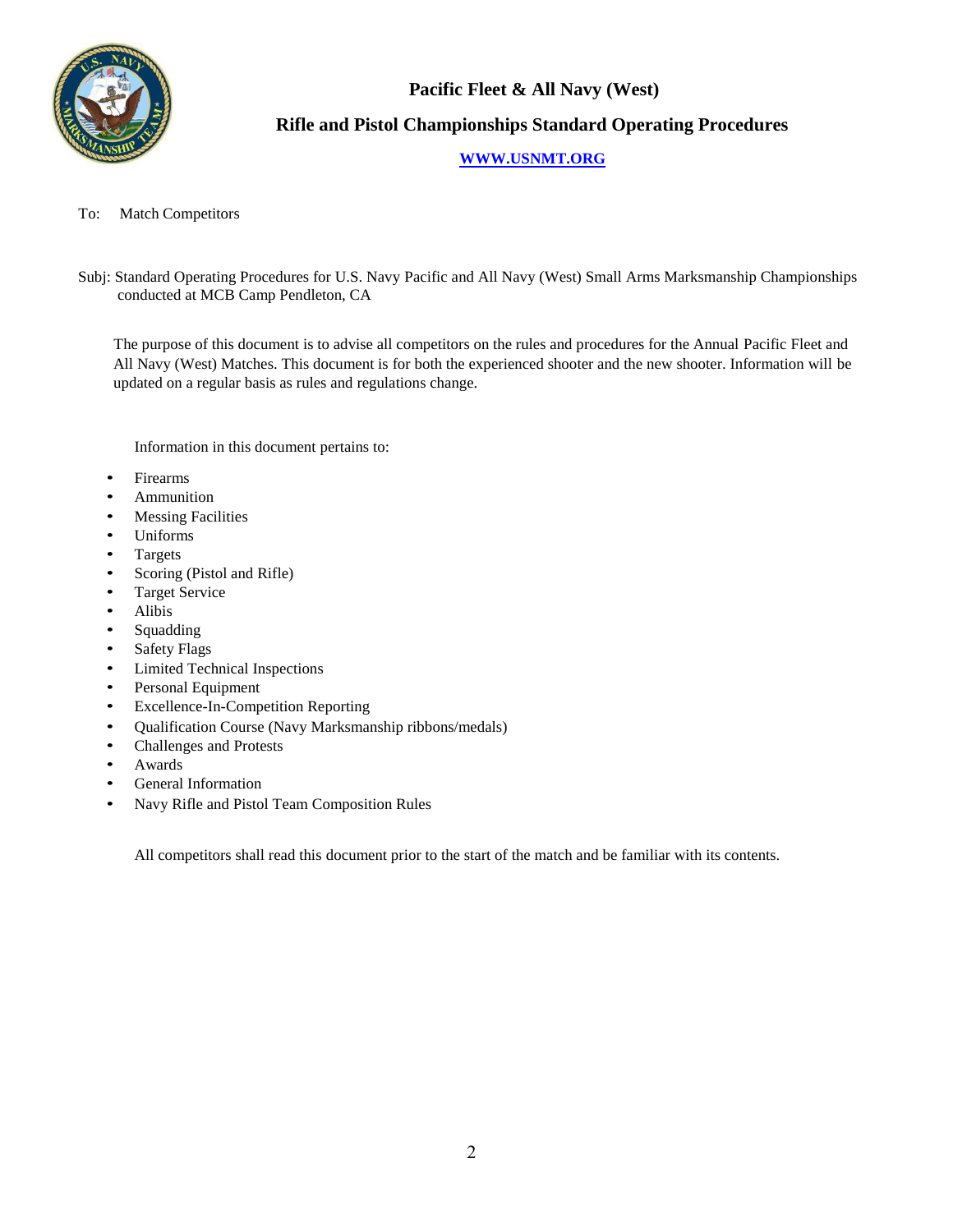# Pacific Fleet & All Navy (West)

## Rifle and Pistol Championships Standard Operating Procedures

**WWW.USNMT.ORG**

To: Match Competitors

Subj: Standard Operating Procedures for U.S. Navy Pacific and All Navy (West) Small Arms Marksmanship Championships conducted at MCB Camp Pendleton, CA

The purpose of this document is to advise all competitors on the rules and procedures for the Annual Pacific Fleet and All Navy (West) Matches. This document is for both the experienced shooter and the new shooter. Information will be updated on a regular basis as rules and regulations change.

Information in this document pertains to:

- Firearms
- Ammunition
- Messing Facilities
- Uniforms
- Targets
- Scoring (Pistol and Rifle)
- Target Service
- Alibis
- Squadding
- Safety Flags
- Limited Technical Inspections
- Personal Equipment
- Excellence-In-Competition Reporting
- Qualification Course (Navy Marksmanship ribbons/medals)
- Challenges and Protests
- Awards
- General Information
- Navy Rifle and Pistol Team Composition Rules

All competitors shall read this document prior to the start of the match and be familiar with its contents.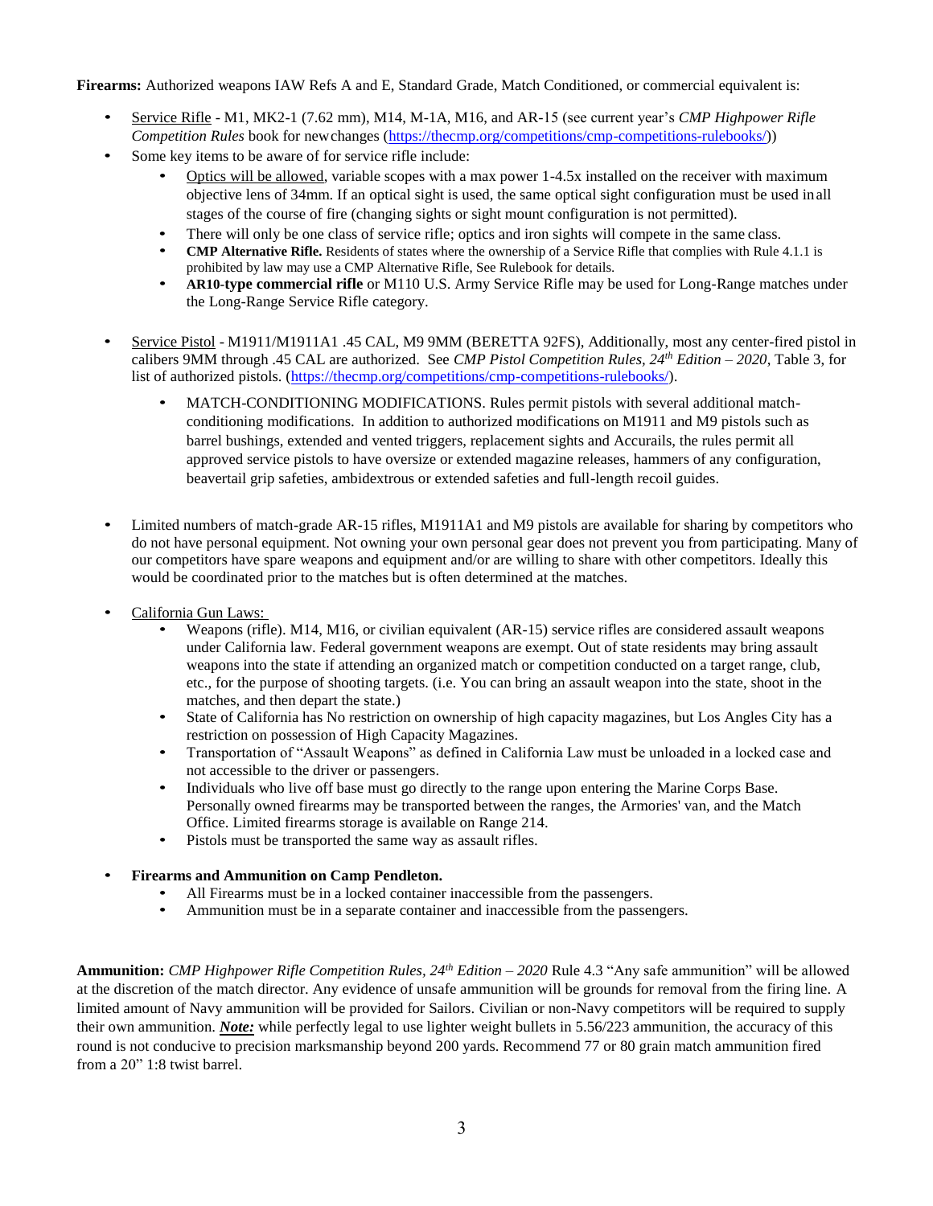**Firearms:** Authorized weapons IAW Refs A and E, Standard Grade, Match Conditioned, or commercial equivalent is:

- Service Rifle - M1, MK2-1 (7.62 mm), M14, M-1A, M16, and AR-15 (see current year's *CMP Highpower Rifle Competition Rules* book for new changes (https://thecmp.org/competitions/cmp-competitions-rulebooks/))
- Some key items to be aware of for service rifle include:
  - Optics will be allowed, variable scopes with a max power 1-4.5x installed on the receiver with maximum objective lens of 34mm. If an optical sight is used, the same optical sight configuration must be used in all stages of the course of fire (changing sights or sight mount configuration is not permitted).
  - There will only be one class of service rifle; optics and iron sights will compete in the same class.
  - **CMP Alternative Rifle.** Residents of states where the ownership of a Service Rifle that complies with Rule 4.1.1 is prohibited by law may use a CMP Alternative Rifle, See Rulebook for details.
  - **AR10-type commercial rifle** or M110 U.S. Army Service Rifle may be used for Long-Range matches under the Long-Range Service Rifle category.

- Service Pistol - M1911/M1911A1 .45 CAL, M9 9MM (BERETTA 92FS), Additionally, most any center-fired pistol in calibers 9MM through .45 CAL are authorized. See *CMP Pistol Competition Rules, 24th Edition – 2020*, Table 3, for list of authorized pistols. (https://thecmp.org/competitions/cmp-competitions-rulebooks/).
  - MATCH-CONDITIONING MODIFICATIONS. Rules permit pistols with several additional match-conditioning modifications. In addition to authorized modifications on M1911 and M9 pistols such as barrel bushings, extended and vented triggers, replacement sights and Accurails, the rules permit all approved service pistols to have oversize or extended magazine releases, hammers of any configuration, beavertail grip safeties, ambidextrous or extended safeties and full-length recoil guides.

- Limited numbers of match-grade AR-15 rifles, M1911A1 and M9 pistols are available for sharing by competitors who do not have personal equipment. Not owning your own personal gear does not prevent you from participating. Many of our competitors have spare weapons and equipment and/or are willing to share with other competitors. Ideally this would be coordinated prior to the matches but is often determined at the matches.

- California Gun Laws:
  - Weapons (rifle). M14, M16, or civilian equivalent (AR-15) service rifles are considered assault weapons under California law. Federal government weapons are exempt. Out of state residents may bring assault weapons into the state if attending an organized match or competition conducted on a target range, club, etc., for the purpose of shooting targets. (i.e. You can bring an assault weapon into the state, shoot in the matches, and then depart the state.)
  - State of California has No restriction on ownership of high capacity magazines, but Los Angles City has a restriction on possession of High Capacity Magazines.
  - Transportation of "Assault Weapons" as defined in California Law must be unloaded in a locked case and not accessible to the driver or passengers.
  - Individuals who live off base must go directly to the range upon entering the Marine Corps Base. Personally owned firearms may be transported between the ranges, the Armories' van, and the Match Office. Limited firearms storage is available on Range 214.
  - Pistols must be transported the same way as assault rifles.

- **Firearms and Ammunition on Camp Pendleton.**
  - All Firearms must be in a locked container inaccessible from the passengers.
  - Ammunition must be in a separate container and inaccessible from the passengers.

**Ammunition:** *CMP Highpower Rifle Competition Rules, 24th Edition – 2020* Rule 4.3 "Any safe ammunition" will be allowed at the discretion of the match director. Any evidence of unsafe ammunition will be grounds for removal from the firing line. A limited amount of Navy ammunition will be provided for Sailors. Civilian or non-Navy competitors will be required to supply their own ammunition. ***Note:*** while perfectly legal to use lighter weight bullets in 5.56/223 ammunition, the accuracy of this round is not conducive to precision marksmanship beyond 200 yards. Recommend 77 or 80 grain match ammunition fired from a 20" 1:8 twist barrel.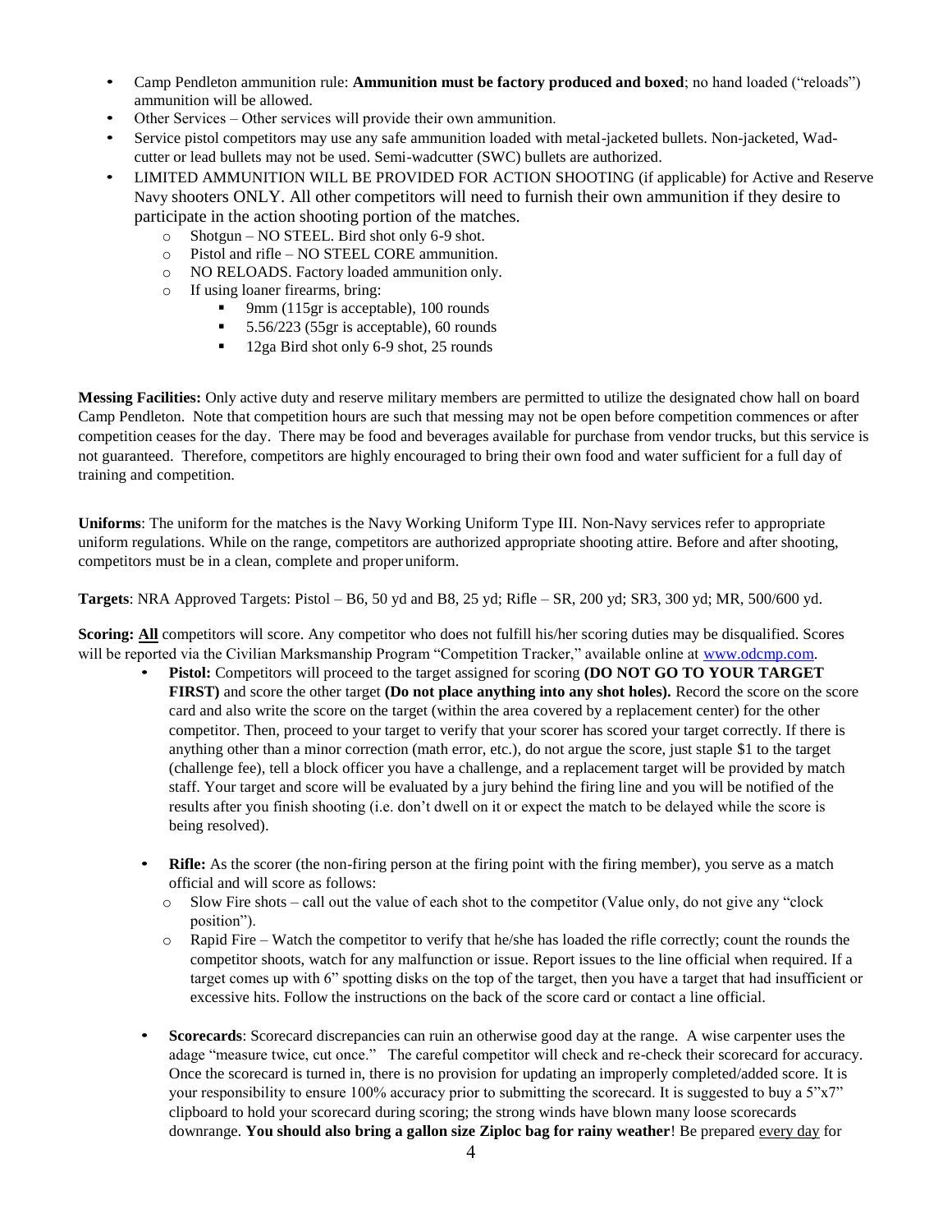- Camp Pendleton ammunition rule: **Ammunition must be factory produced and boxed**; no hand loaded ("reloads") ammunition will be allowed.
- Other Services – Other services will provide their own ammunition.
- Service pistol competitors may use any safe ammunition loaded with metal-jacketed bullets. Non-jacketed, Wad-cutter or lead bullets may not be used. Semi-wadcutter (SWC) bullets are authorized.
- LIMITED AMMUNITION WILL BE PROVIDED FOR ACTION SHOOTING (if applicable) for Active and Reserve Navy shooters ONLY. All other competitors will need to furnish their own ammunition if they desire to participate in the action shooting portion of the matches.
  - Shotgun – NO STEEL. Bird shot only 6-9 shot.
  - Pistol and rifle – NO STEEL CORE ammunition.
  - NO RELOADS. Factory loaded ammunition only.
  - If using loaner firearms, bring:
    - 9mm (115gr is acceptable), 100 rounds
    - 5.56/223 (55gr is acceptable), 60 rounds
    - 12ga Bird shot only 6-9 shot, 25 rounds

**Messing Facilities:** Only active duty and reserve military members are permitted to utilize the designated chow hall on board Camp Pendleton. Note that competition hours are such that messing may not be open before competition commences or after competition ceases for the day. There may be food and beverages available for purchase from vendor trucks, but this service is not guaranteed. Therefore, competitors are highly encouraged to bring their own food and water sufficient for a full day of training and competition.

**Uniforms**: The uniform for the matches is the Navy Working Uniform Type III. Non-Navy services refer to appropriate uniform regulations. While on the range, competitors are authorized appropriate shooting attire. Before and after shooting, competitors must be in a clean, complete and proper uniform.

**Targets**: NRA Approved Targets: Pistol – B6, 50 yd and B8, 25 yd; Rifle – SR, 200 yd; SR3, 300 yd; MR, 500/600 yd.

**Scoring: <u>All</u>** competitors will score. Any competitor who does not fulfill his/her scoring duties may be disqualified. Scores will be reported via the Civilian Marksmanship Program "Competition Tracker," available online at [www.odcmp.com](http://www.odcmp.com).

- **Pistol:** Competitors will proceed to the target assigned for scoring **(DO NOT GO TO YOUR TARGET FIRST)** and score the other target **(Do not place anything into any shot holes).** Record the score on the score card and also write the score on the target (within the area covered by a replacement center) for the other competitor. Then, proceed to your target to verify that your scorer has scored your target correctly. If there is anything other than a minor correction (math error, etc.), do not argue the score, just staple $1 to the target (challenge fee), tell a block officer you have a challenge, and a replacement target will be provided by match staff. Your target and score will be evaluated by a jury behind the firing line and you will be notified of the results after you finish shooting (i.e. don't dwell on it or expect the match to be delayed while the score is being resolved).

- **Rifle:** As the scorer (the non-firing person at the firing point with the firing member), you serve as a match official and will score as follows:
  - Slow Fire shots – call out the value of each shot to the competitor (Value only, do not give any "clock position").
  - Rapid Fire – Watch the competitor to verify that he/she has loaded the rifle correctly; count the rounds the competitor shoots, watch for any malfunction or issue. Report issues to the line official when required. If a target comes up with 6" spotting disks on the top of the target, then you have a target that had insufficient or excessive hits. Follow the instructions on the back of the score card or contact a line official.

- **Scorecards**: Scorecard discrepancies can ruin an otherwise good day at the range. A wise carpenter uses the adage "measure twice, cut once." The careful competitor will check and re-check their scorecard for accuracy. Once the scorecard is turned in, there is no provision for updating an improperly completed/added score. It is your responsibility to ensure 100% accuracy prior to submitting the scorecard. It is suggested to buy a 5"x7" clipboard to hold your scorecard during scoring; the strong winds have blown many loose scorecards downrange. **You should also bring a gallon size Ziploc bag for rainy weather**! Be prepared <u>every day</u> for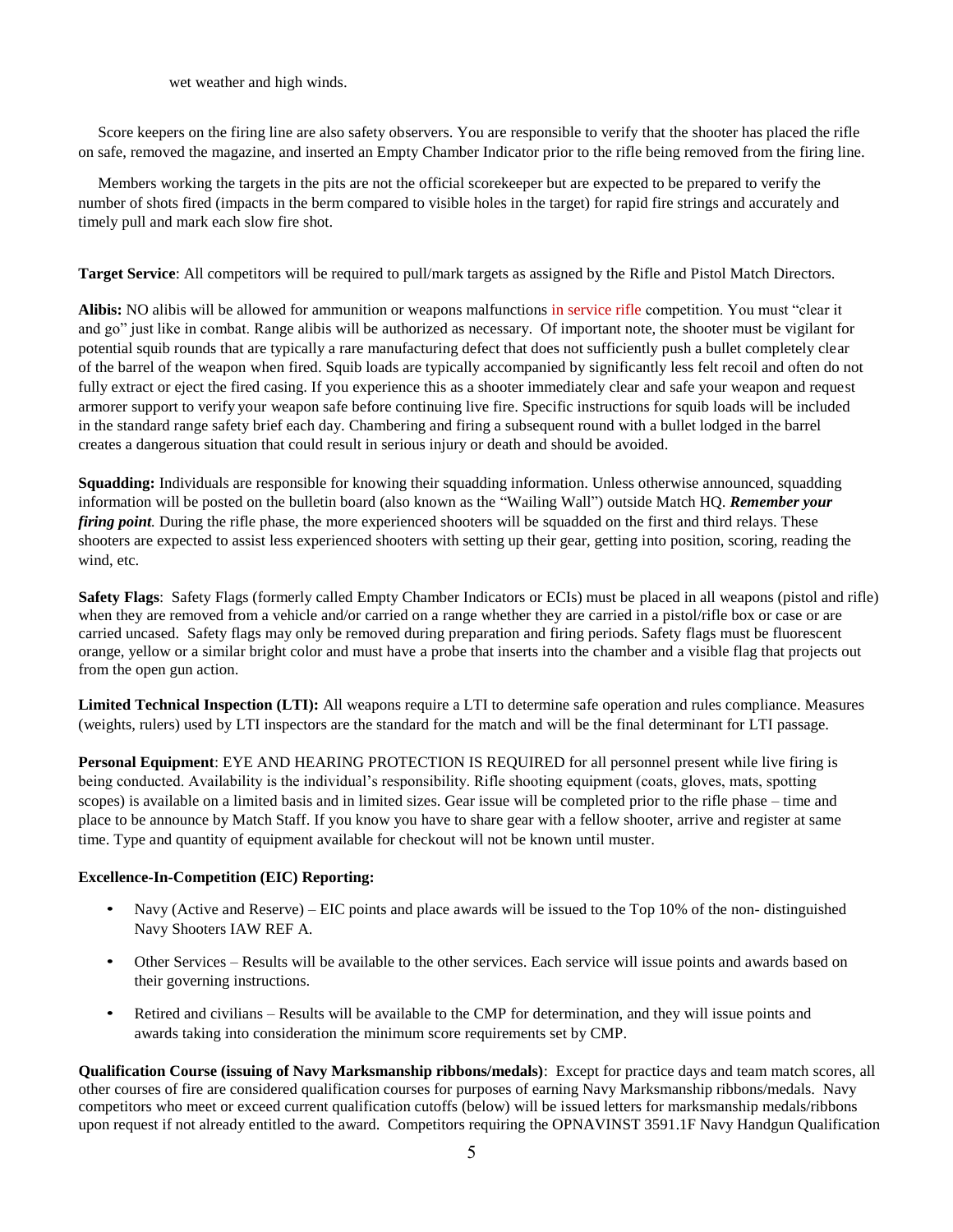wet weather and high winds.

Score keepers on the firing line are also safety observers. You are responsible to verify that the shooter has placed the rifle on safe, removed the magazine, and inserted an Empty Chamber Indicator prior to the rifle being removed from the firing line.

Members working the targets in the pits are not the official scorekeeper but are expected to be prepared to verify the number of shots fired (impacts in the berm compared to visible holes in the target) for rapid fire strings and accurately and timely pull and mark each slow fire shot.

**Target Service**: All competitors will be required to pull/mark targets as assigned by the Rifle and Pistol Match Directors.

**Alibis:** NO alibis will be allowed for ammunition or weapons malfunctions in service rifle competition. You must "clear it and go" just like in combat. Range alibis will be authorized as necessary. Of important note, the shooter must be vigilant for potential squib rounds that are typically a rare manufacturing defect that does not sufficiently push a bullet completely clear of the barrel of the weapon when fired. Squib loads are typically accompanied by significantly less felt recoil and often do not fully extract or eject the fired casing. If you experience this as a shooter immediately clear and safe your weapon and request armorer support to verify your weapon safe before continuing live fire. Specific instructions for squib loads will be included in the standard range safety brief each day. Chambering and firing a subsequent round with a bullet lodged in the barrel creates a dangerous situation that could result in serious injury or death and should be avoided.

**Squadding:** Individuals are responsible for knowing their squadding information. Unless otherwise announced, squadding information will be posted on the bulletin board (also known as the "Wailing Wall") outside Match HQ. ***Remember your firing point.*** During the rifle phase, the more experienced shooters will be squadded on the first and third relays. These shooters are expected to assist less experienced shooters with setting up their gear, getting into position, scoring, reading the wind, etc.

**Safety Flags**: Safety Flags (formerly called Empty Chamber Indicators or ECIs) must be placed in all weapons (pistol and rifle) when they are removed from a vehicle and/or carried on a range whether they are carried in a pistol/rifle box or case or are carried uncased. Safety flags may only be removed during preparation and firing periods. Safety flags must be fluorescent orange, yellow or a similar bright color and must have a probe that inserts into the chamber and a visible flag that projects out from the open gun action.

**Limited Technical Inspection (LTI):** All weapons require a LTI to determine safe operation and rules compliance. Measures (weights, rulers) used by LTI inspectors are the standard for the match and will be the final determinant for LTI passage.

**Personal Equipment**: EYE AND HEARING PROTECTION IS REQUIRED for all personnel present while live firing is being conducted. Availability is the individual's responsibility. Rifle shooting equipment (coats, gloves, mats, spotting scopes) is available on a limited basis and in limited sizes. Gear issue will be completed prior to the rifle phase – time and place to be announce by Match Staff. If you know you have to share gear with a fellow shooter, arrive and register at same time. Type and quantity of equipment available for checkout will not be known until muster.

**Excellence-In-Competition (EIC) Reporting:**

- Navy (Active and Reserve) – EIC points and place awards will be issued to the Top 10% of the non- distinguished Navy Shooters IAW REF A.
- Other Services – Results will be available to the other services. Each service will issue points and awards based on their governing instructions.
- Retired and civilians – Results will be available to the CMP for determination, and they will issue points and awards taking into consideration the minimum score requirements set by CMP.

**Qualification Course (issuing of Navy Marksmanship ribbons/medals)**: Except for practice days and team match scores, all other courses of fire are considered qualification courses for purposes of earning Navy Marksmanship ribbons/medals. Navy competitors who meet or exceed current qualification cutoffs (below) will be issued letters for marksmanship medals/ribbons upon request if not already entitled to the award. Competitors requiring the OPNAVINST 3591.1F Navy Handgun Qualification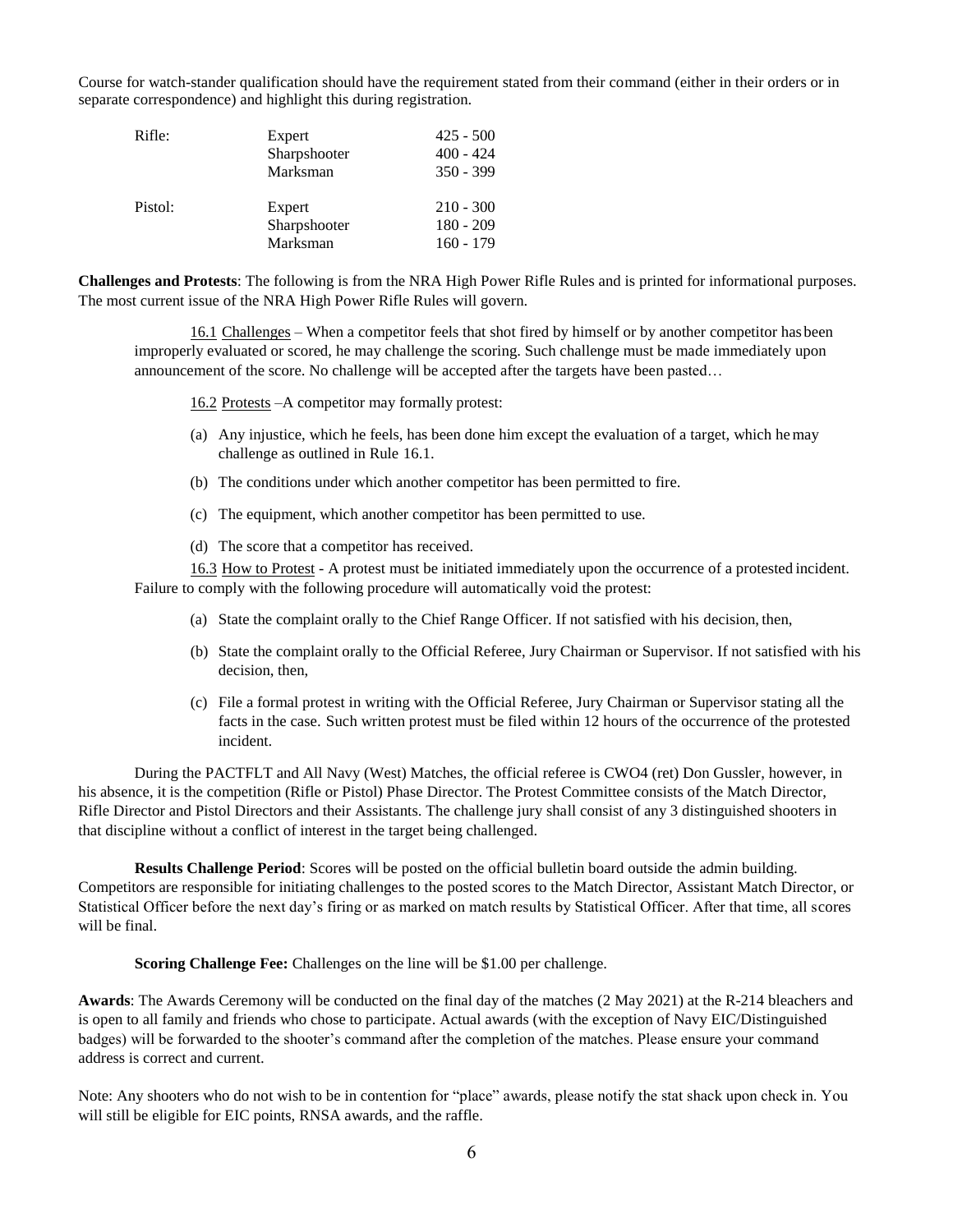Course for watch-stander qualification should have the requirement stated from their command (either in their orders or in separate correspondence) and highlight this during registration.

| | | |
|---|---|---|
| Rifle: | Expert | 425 - 500 |
| | Sharpshooter | 400 - 424 |
| | Marksman | 350 - 399 |
| Pistol: | Expert | 210 - 300 |
| | Sharpshooter | 180 - 209 |
| | Marksman | 160 - 179 |

**Challenges and Protests**: The following is from the NRA High Power Rifle Rules and is printed for informational purposes. The most current issue of the NRA High Power Rifle Rules will govern.

16.1 Challenges – When a competitor feels that shot fired by himself or by another competitor has been improperly evaluated or scored, he may challenge the scoring. Such challenge must be made immediately upon announcement of the score. No challenge will be accepted after the targets have been pasted…

16.2 Protests –A competitor may formally protest:

(a) Any injustice, which he feels, has been done him except the evaluation of a target, which he may challenge as outlined in Rule 16.1.

(b) The conditions under which another competitor has been permitted to fire.

(c) The equipment, which another competitor has been permitted to use.

(d) The score that a competitor has received.

16.3 How to Protest - A protest must be initiated immediately upon the occurrence of a protested incident. Failure to comply with the following procedure will automatically void the protest:

(a) State the complaint orally to the Chief Range Officer. If not satisfied with his decision, then,

(b) State the complaint orally to the Official Referee, Jury Chairman or Supervisor. If not satisfied with his decision, then,

(c) File a formal protest in writing with the Official Referee, Jury Chairman or Supervisor stating all the facts in the case. Such written protest must be filed within 12 hours of the occurrence of the protested incident.

During the PACTFLT and All Navy (West) Matches, the official referee is CWO4 (ret) Don Gussler, however, in his absence, it is the competition (Rifle or Pistol) Phase Director. The Protest Committee consists of the Match Director, Rifle Director and Pistol Directors and their Assistants. The challenge jury shall consist of any 3 distinguished shooters in that discipline without a conflict of interest in the target being challenged.

**Results Challenge Period**: Scores will be posted on the official bulletin board outside the admin building. Competitors are responsible for initiating challenges to the posted scores to the Match Director, Assistant Match Director, or Statistical Officer before the next day's firing or as marked on match results by Statistical Officer. After that time, all scores will be final.

**Scoring Challenge Fee:** Challenges on the line will be $1.00 per challenge.

**Awards**: The Awards Ceremony will be conducted on the final day of the matches (2 May 2021) at the R-214 bleachers and is open to all family and friends who chose to participate. Actual awards (with the exception of Navy EIC/Distinguished badges) will be forwarded to the shooter's command after the completion of the matches. Please ensure your command address is correct and current.

Note: Any shooters who do not wish to be in contention for "place" awards, please notify the stat shack upon check in. You will still be eligible for EIC points, RNSA awards, and the raffle.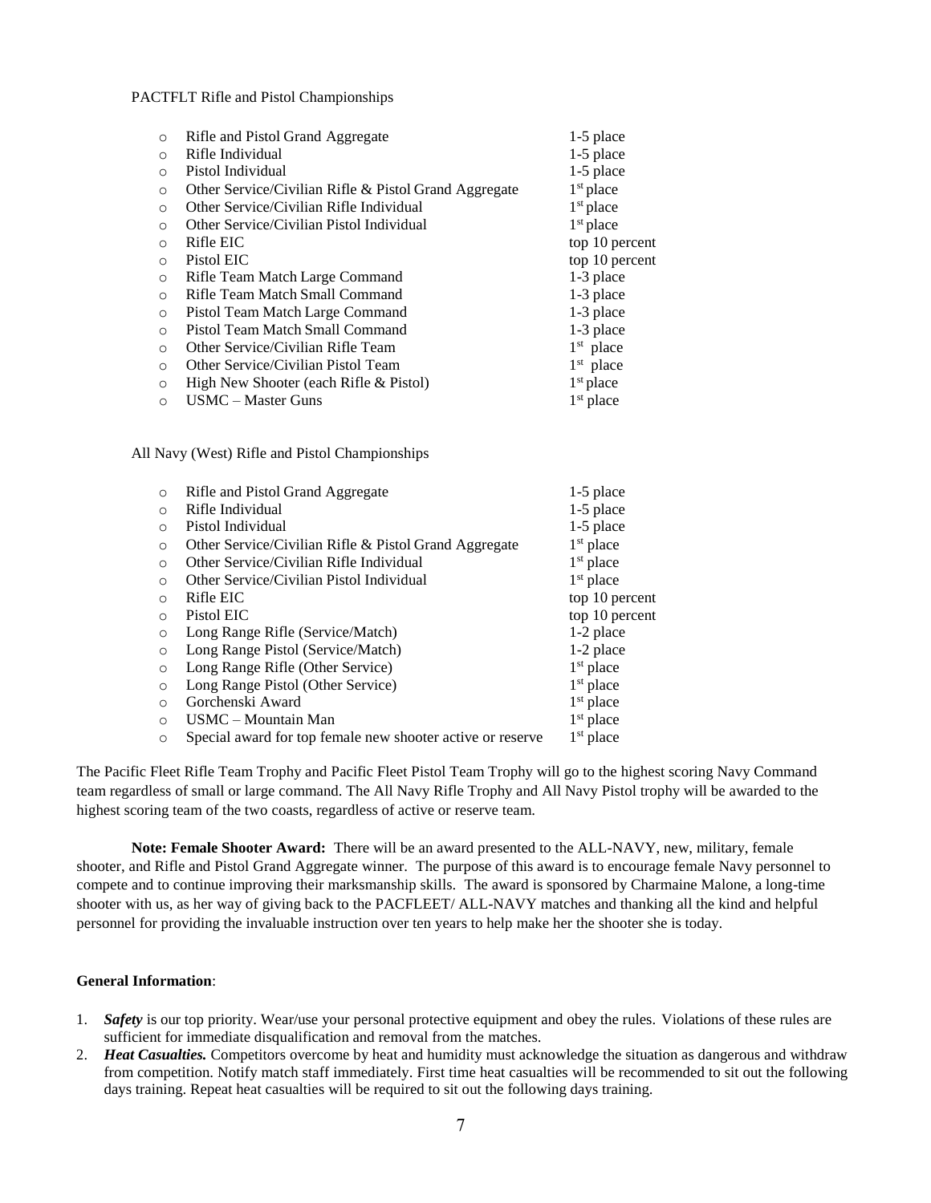PACTFLT Rifle and Pistol Championships

- Rifle and Pistol Grand Aggregate — 1-5 place
- Rifle Individual — 1-5 place
- Pistol Individual — 1-5 place
- Other Service/Civilian Rifle & Pistol Grand Aggregate — 1st place
- Other Service/Civilian Rifle Individual — 1st place
- Other Service/Civilian Pistol Individual — 1st place
- Rifle EIC — top 10 percent
- Pistol EIC — top 10 percent
- Rifle Team Match Large Command — 1-3 place
- Rifle Team Match Small Command — 1-3 place
- Pistol Team Match Large Command — 1-3 place
- Pistol Team Match Small Command — 1-3 place
- Other Service/Civilian Rifle Team — 1st place
- Other Service/Civilian Pistol Team — 1st place
- High New Shooter (each Rifle & Pistol) — 1st place
- USMC – Master Guns — 1st place

All Navy (West) Rifle and Pistol Championships

- Rifle and Pistol Grand Aggregate — 1-5 place
- Rifle Individual — 1-5 place
- Pistol Individual — 1-5 place
- Other Service/Civilian Rifle & Pistol Grand Aggregate — 1st place
- Other Service/Civilian Rifle Individual — 1st place
- Other Service/Civilian Pistol Individual — 1st place
- Rifle EIC — top 10 percent
- Pistol EIC — top 10 percent
- Long Range Rifle (Service/Match) — 1-2 place
- Long Range Pistol (Service/Match) — 1-2 place
- Long Range Rifle (Other Service) — 1st place
- Long Range Pistol (Other Service) — 1st place
- Gorchenski Award — 1st place
- USMC – Mountain Man — 1st place
- Special award for top female new shooter active or reserve — 1st place

The Pacific Fleet Rifle Team Trophy and Pacific Fleet Pistol Team Trophy will go to the highest scoring Navy Command team regardless of small or large command. The All Navy Rifle Trophy and All Navy Pistol trophy will be awarded to the highest scoring team of the two coasts, regardless of active or reserve team.

**Note: Female Shooter Award:** There will be an award presented to the ALL-NAVY, new, military, female shooter, and Rifle and Pistol Grand Aggregate winner. The purpose of this award is to encourage female Navy personnel to compete and to continue improving their marksmanship skills. The award is sponsored by Charmaine Malone, a long-time shooter with us, as her way of giving back to the PACFLEET/ ALL-NAVY matches and thanking all the kind and helpful personnel for providing the invaluable instruction over ten years to help make her the shooter she is today.

**General Information**:

1. ***Safety*** is our top priority. Wear/use your personal protective equipment and obey the rules. Violations of these rules are sufficient for immediate disqualification and removal from the matches.
2. ***Heat Casualties.*** Competitors overcome by heat and humidity must acknowledge the situation as dangerous and withdraw from competition. Notify match staff immediately. First time heat casualties will be recommended to sit out the following days training. Repeat heat casualties will be required to sit out the following days training.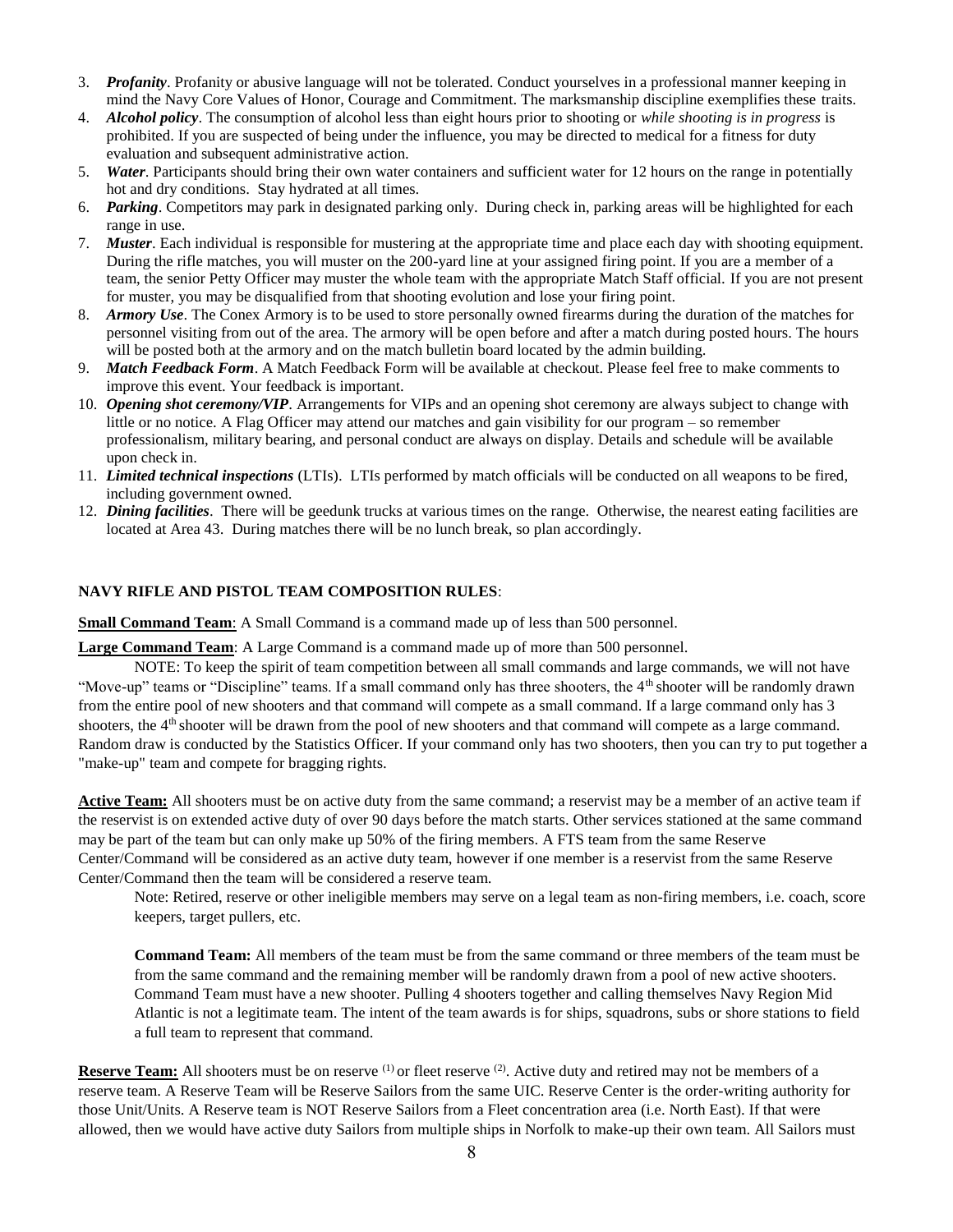3. ***Profanity***. Profanity or abusive language will not be tolerated. Conduct yourselves in a professional manner keeping in mind the Navy Core Values of Honor, Courage and Commitment. The marksmanship discipline exemplifies these traits.
4. ***Alcohol policy***. The consumption of alcohol less than eight hours prior to shooting or *while shooting is in progress* is prohibited. If you are suspected of being under the influence, you may be directed to medical for a fitness for duty evaluation and subsequent administrative action.
5. ***Water***. Participants should bring their own water containers and sufficient water for 12 hours on the range in potentially hot and dry conditions. Stay hydrated at all times.
6. ***Parking***. Competitors may park in designated parking only. During check in, parking areas will be highlighted for each range in use.
7. ***Muster***. Each individual is responsible for mustering at the appropriate time and place each day with shooting equipment. During the rifle matches, you will muster on the 200-yard line at your assigned firing point. If you are a member of a team, the senior Petty Officer may muster the whole team with the appropriate Match Staff official. If you are not present for muster, you may be disqualified from that shooting evolution and lose your firing point.
8. ***Armory Use***. The Conex Armory is to be used to store personally owned firearms during the duration of the matches for personnel visiting from out of the area. The armory will be open before and after a match during posted hours. The hours will be posted both at the armory and on the match bulletin board located by the admin building.
9. ***Match Feedback Form***. A Match Feedback Form will be available at checkout. Please feel free to make comments to improve this event. Your feedback is important.
10. ***Opening shot ceremony/VIP***. Arrangements for VIPs and an opening shot ceremony are always subject to change with little or no notice. A Flag Officer may attend our matches and gain visibility for our program – so remember professionalism, military bearing, and personal conduct are always on display. Details and schedule will be available upon check in.
11. ***Limited technical inspections*** (LTIs). LTIs performed by match officials will be conducted on all weapons to be fired, including government owned.
12. ***Dining facilities***. There will be geedunk trucks at various times on the range. Otherwise, the nearest eating facilities are located at Area 43. During matches there will be no lunch break, so plan accordingly.

**NAVY RIFLE AND PISTOL TEAM COMPOSITION RULES**:

**Small Command Team**: A Small Command is a command made up of less than 500 personnel.

**Large Command Team**: A Large Command is a command made up of more than 500 personnel.

NOTE: To keep the spirit of team competition between all small commands and large commands, we will not have "Move-up" teams or "Discipline" teams. If a small command only has three shooters, the 4th shooter will be randomly drawn from the entire pool of new shooters and that command will compete as a small command. If a large command only has 3 shooters, the 4th shooter will be drawn from the pool of new shooters and that command will compete as a large command. Random draw is conducted by the Statistics Officer. If your command only has two shooters, then you can try to put together a "make-up" team and compete for bragging rights.

**Active Team:** All shooters must be on active duty from the same command; a reservist may be a member of an active team if the reservist is on extended active duty of over 90 days before the match starts. Other services stationed at the same command may be part of the team but can only make up 50% of the firing members. A FTS team from the same Reserve Center/Command will be considered as an active duty team, however if one member is a reservist from the same Reserve Center/Command then the team will be considered a reserve team.

Note: Retired, reserve or other ineligible members may serve on a legal team as non-firing members, i.e. coach, score keepers, target pullers, etc.

**Command Team:** All members of the team must be from the same command or three members of the team must be from the same command and the remaining member will be randomly drawn from a pool of new active shooters. Command Team must have a new shooter. Pulling 4 shooters together and calling themselves Navy Region Mid Atlantic is not a legitimate team. The intent of the team awards is for ships, squadrons, subs or shore stations to field a full team to represent that command.

**Reserve Team:** All shooters must be on reserve (1) or fleet reserve (2). Active duty and retired may not be members of a reserve team. A Reserve Team will be Reserve Sailors from the same UIC. Reserve Center is the order-writing authority for those Unit/Units. A Reserve team is NOT Reserve Sailors from a Fleet concentration area (i.e. North East). If that were allowed, then we would have active duty Sailors from multiple ships in Norfolk to make-up their own team. All Sailors must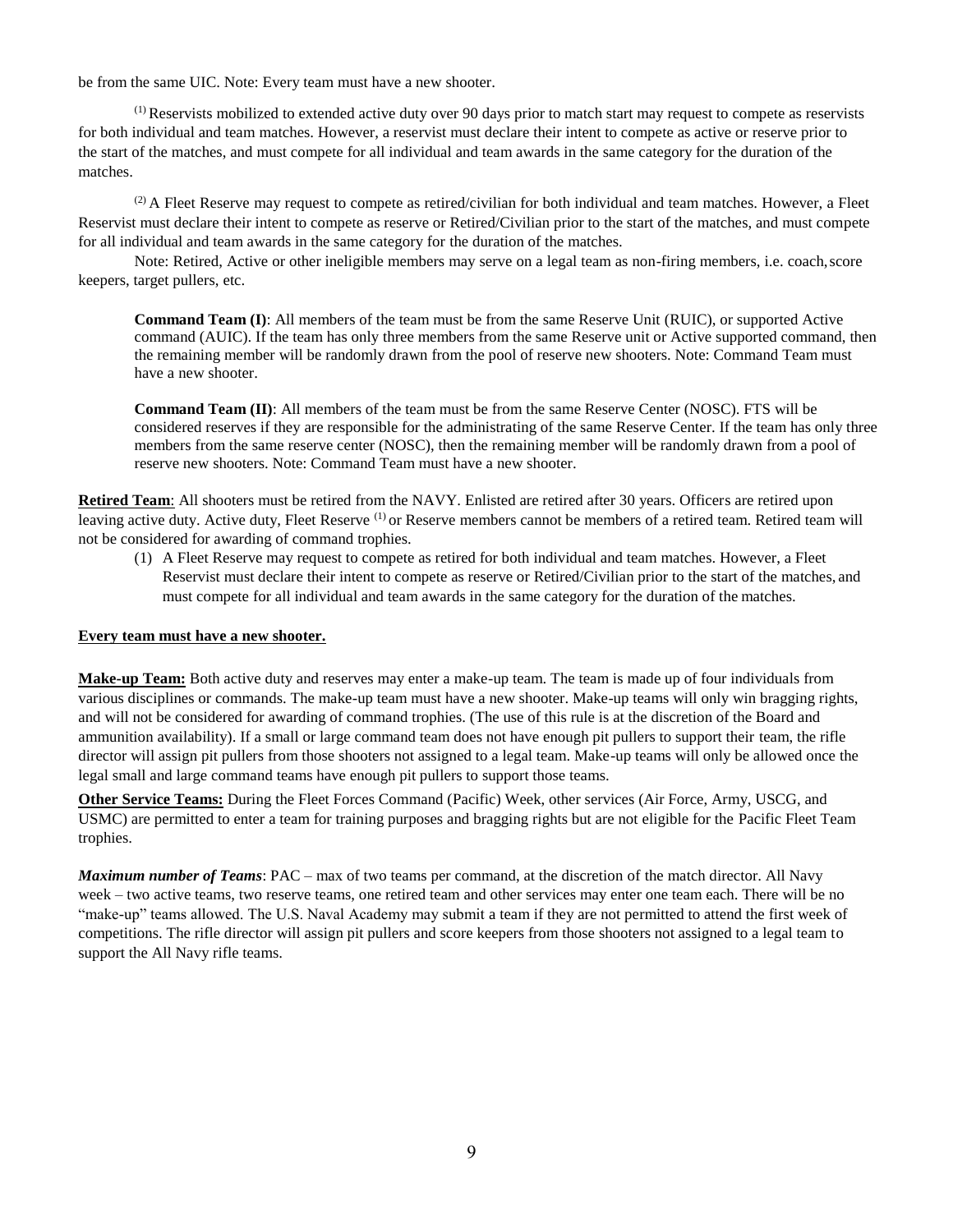be from the same UIC. Note: Every team must have a new shooter.

[(1)] Reservists mobilized to extended active duty over 90 days prior to match start may request to compete as reservists for both individual and team matches. However, a reservist must declare their intent to compete as active or reserve prior to the start of the matches, and must compete for all individual and team awards in the same category for the duration of the matches.

[(2)] A Fleet Reserve may request to compete as retired/civilian for both individual and team matches. However, a Fleet Reservist must declare their intent to compete as reserve or Retired/Civilian prior to the start of the matches, and must compete for all individual and team awards in the same category for the duration of the matches.

Note: Retired, Active or other ineligible members may serve on a legal team as non-firing members, i.e. coach, score keepers, target pullers, etc.

**Command Team (I)**: All members of the team must be from the same Reserve Unit (RUIC), or supported Active command (AUIC). If the team has only three members from the same Reserve unit or Active supported command, then the remaining member will be randomly drawn from the pool of reserve new shooters. Note: Command Team must have a new shooter.

**Command Team (II)**: All members of the team must be from the same Reserve Center (NOSC). FTS will be considered reserves if they are responsible for the administrating of the same Reserve Center. If the team has only three members from the same reserve center (NOSC), then the remaining member will be randomly drawn from a pool of reserve new shooters. Note: Command Team must have a new shooter.

**Retired Team**: All shooters must be retired from the NAVY. Enlisted are retired after 30 years. Officers are retired upon leaving active duty. Active duty, Fleet Reserve [(1)] or Reserve members cannot be members of a retired team. Retired team will not be considered for awarding of command trophies.

(1) A Fleet Reserve may request to compete as retired for both individual and team matches. However, a Fleet Reservist must declare their intent to compete as reserve or Retired/Civilian prior to the start of the matches, and must compete for all individual and team awards in the same category for the duration of the matches.

**Every team must have a new shooter.**

**Make-up Team:** Both active duty and reserves may enter a make-up team. The team is made up of four individuals from various disciplines or commands. The make-up team must have a new shooter. Make-up teams will only win bragging rights, and will not be considered for awarding of command trophies. (The use of this rule is at the discretion of the Board and ammunition availability). If a small or large command team does not have enough pit pullers to support their team, the rifle director will assign pit pullers from those shooters not assigned to a legal team. Make-up teams will only be allowed once the legal small and large command teams have enough pit pullers to support those teams.

**Other Service Teams:** During the Fleet Forces Command (Pacific) Week, other services (Air Force, Army, USCG, and USMC) are permitted to enter a team for training purposes and bragging rights but are not eligible for the Pacific Fleet Team trophies.

***Maximum number of Teams***: PAC – max of two teams per command, at the discretion of the match director. All Navy week – two active teams, two reserve teams, one retired team and other services may enter one team each. There will be no "make-up" teams allowed. The U.S. Naval Academy may submit a team if they are not permitted to attend the first week of competitions. The rifle director will assign pit pullers and score keepers from those shooters not assigned to a legal team to support the All Navy rifle teams.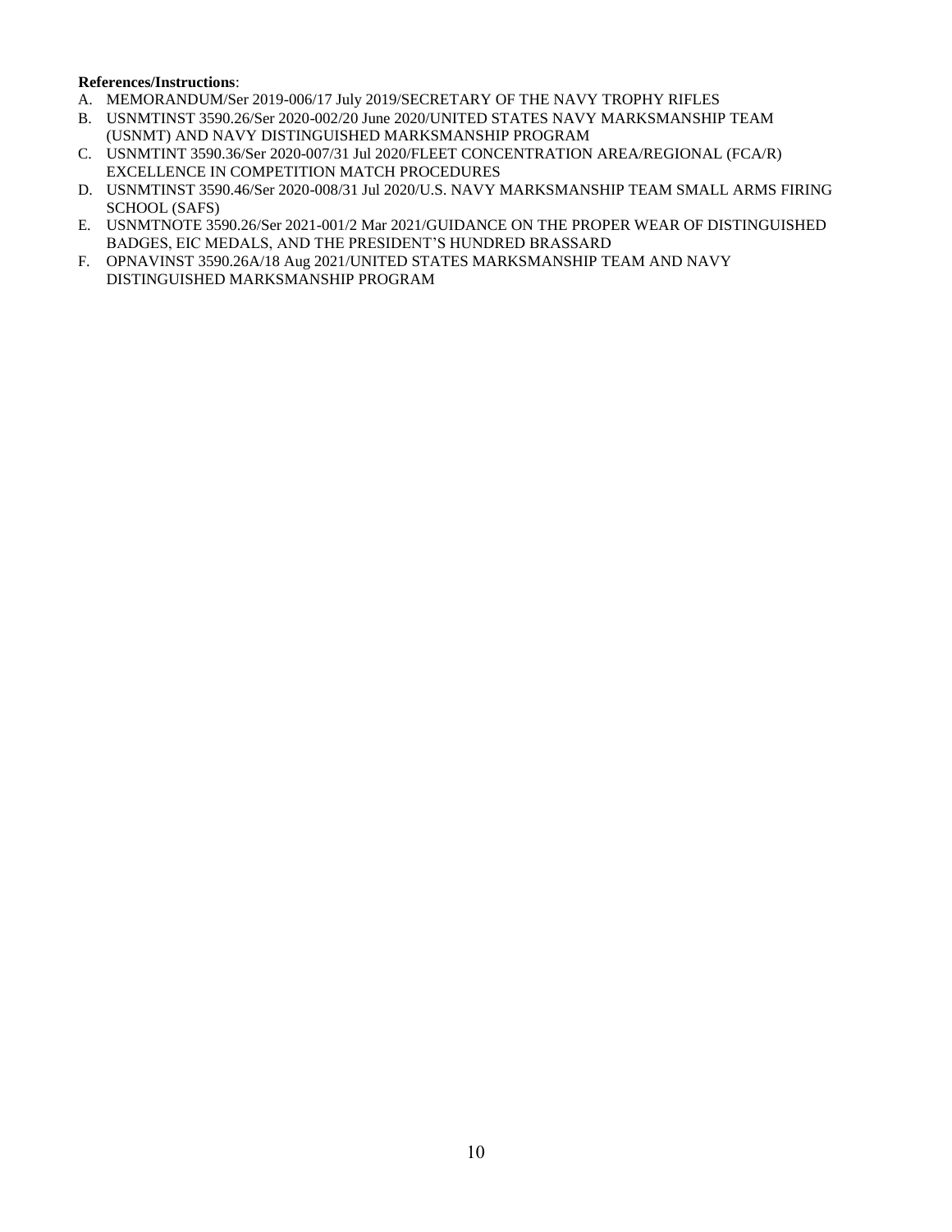**References/Instructions**:

A. MEMORANDUM/Ser 2019-006/17 July 2019/SECRETARY OF THE NAVY TROPHY RIFLES
B. USNMTINST 3590.26/Ser 2020-002/20 June 2020/UNITED STATES NAVY MARKSMANSHIP TEAM (USNMT) AND NAVY DISTINGUISHED MARKSMANSHIP PROGRAM
C. USNMTINT 3590.36/Ser 2020-007/31 Jul 2020/FLEET CONCENTRATION AREA/REGIONAL (FCA/R) EXCELLENCE IN COMPETITION MATCH PROCEDURES
D. USNMTINST 3590.46/Ser 2020-008/31 Jul 2020/U.S. NAVY MARKSMANSHIP TEAM SMALL ARMS FIRING SCHOOL (SAFS)
E. USNMTNOTE 3590.26/Ser 2021-001/2 Mar 2021/GUIDANCE ON THE PROPER WEAR OF DISTINGUISHED BADGES, EIC MEDALS, AND THE PRESIDENT'S HUNDRED BRASSARD
F. OPNAVINST 3590.26A/18 Aug 2021/UNITED STATES MARKSMANSHIP TEAM AND NAVY DISTINGUISHED MARKSMANSHIP PROGRAM